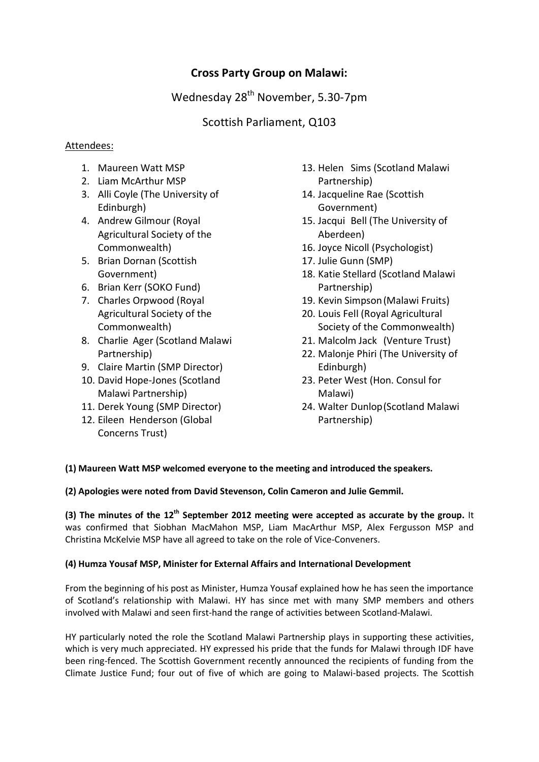# Cross Party Group on Malawi:

Wednesday 28th November, 5.30-7pm

Scottish Parliament, Q103

Attendees:

1. Maureen Watt MSP
2. Liam McArthur MSP
3. Alli Coyle (The University of Edinburgh)
4. Andrew Gilmour (Royal Agricultural Society of the Commonwealth)
5. Brian Dornan (Scottish Government)
6. Brian Kerr (SOKO Fund)
7. Charles Orpwood (Royal Agricultural Society of the Commonwealth)
8. Charlie Ager (Scotland Malawi Partnership)
9. Claire Martin (SMP Director)
10. David Hope-Jones (Scotland Malawi Partnership)
11. Derek Young (SMP Director)
12. Eileen Henderson (Global Concerns Trust)
13. Helen Sims (Scotland Malawi Partnership)
14. Jacqueline Rae (Scottish Government)
15. Jacqui Bell (The University of Aberdeen)
16. Joyce Nicoll (Psychologist)
17. Julie Gunn (SMP)
18. Katie Stellard (Scotland Malawi Partnership)
19. Kevin Simpson (Malawi Fruits)
20. Louis Fell (Royal Agricultural Society of the Commonwealth)
21. Malcolm Jack (Venture Trust)
22. Malonje Phiri (The University of Edinburgh)
23. Peter West (Hon. Consul for Malawi)
24. Walter Dunlop (Scotland Malawi Partnership)

**(1) Maureen Watt MSP welcomed everyone to the meeting and introduced the speakers.**

**(2) Apologies were noted from David Stevenson, Colin Cameron and Julie Gemmil.**

**(3) The minutes of the 12th September 2012 meeting were accepted as accurate by the group.** It was confirmed that Siobhan MacMahon MSP, Liam MacArthur MSP, Alex Fergusson MSP and Christina McKelvie MSP have all agreed to take on the role of Vice-Conveners.

**(4) Humza Yousaf MSP, Minister for External Affairs and International Development**

From the beginning of his post as Minister, Humza Yousaf explained how he has seen the importance of Scotland's relationship with Malawi. HY has since met with many SMP members and others involved with Malawi and seen first-hand the range of activities between Scotland-Malawi.

HY particularly noted the role the Scotland Malawi Partnership plays in supporting these activities, which is very much appreciated. HY expressed his pride that the funds for Malawi through IDF have been ring-fenced. The Scottish Government recently announced the recipients of funding from the Climate Justice Fund; four out of five of which are going to Malawi-based projects. The Scottish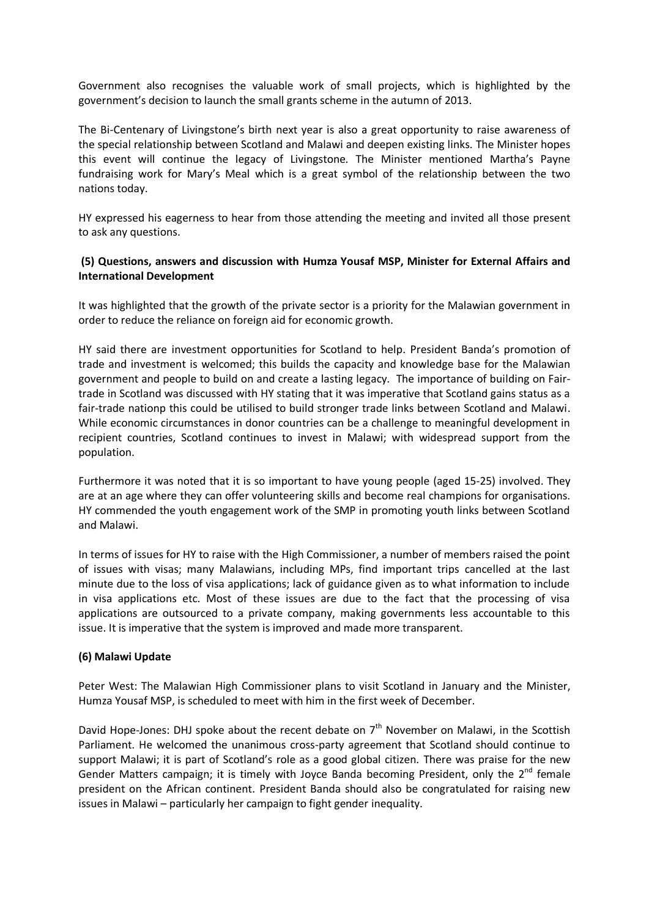Government also recognises the valuable work of small projects, which is highlighted by the government's decision to launch the small grants scheme in the autumn of 2013.

The Bi-Centenary of Livingstone's birth next year is also a great opportunity to raise awareness of the special relationship between Scotland and Malawi and deepen existing links. The Minister hopes this event will continue the legacy of Livingstone. The Minister mentioned Martha's Payne fundraising work for Mary's Meal which is a great symbol of the relationship between the two nations today.

HY expressed his eagerness to hear from those attending the meeting and invited all those present to ask any questions.

**(5) Questions, answers and discussion with Humza Yousaf MSP, Minister for External Affairs and International Development**

It was highlighted that the growth of the private sector is a priority for the Malawian government in order to reduce the reliance on foreign aid for economic growth.

HY said there are investment opportunities for Scotland to help. President Banda's promotion of trade and investment is welcomed; this builds the capacity and knowledge base for the Malawian government and people to build on and create a lasting legacy. The importance of building on Fair-trade in Scotland was discussed with HY stating that it was imperative that Scotland gains status as a fair-trade nationp this could be utilised to build stronger trade links between Scotland and Malawi. While economic circumstances in donor countries can be a challenge to meaningful development in recipient countries, Scotland continues to invest in Malawi; with widespread support from the population.

Furthermore it was noted that it is so important to have young people (aged 15-25) involved. They are at an age where they can offer volunteering skills and become real champions for organisations. HY commended the youth engagement work of the SMP in promoting youth links between Scotland and Malawi.

In terms of issues for HY to raise with the High Commissioner, a number of members raised the point of issues with visas; many Malawians, including MPs, find important trips cancelled at the last minute due to the loss of visa applications; lack of guidance given as to what information to include in visa applications etc. Most of these issues are due to the fact that the processing of visa applications are outsourced to a private company, making governments less accountable to this issue. It is imperative that the system is improved and made more transparent.

**(6) Malawi Update**

Peter West: The Malawian High Commissioner plans to visit Scotland in January and the Minister, Humza Yousaf MSP, is scheduled to meet with him in the first week of December.

David Hope-Jones: DHJ spoke about the recent debate on 7th November on Malawi, in the Scottish Parliament. He welcomed the unanimous cross-party agreement that Scotland should continue to support Malawi; it is part of Scotland's role as a good global citizen. There was praise for the new Gender Matters campaign; it is timely with Joyce Banda becoming President, only the 2nd female president on the African continent. President Banda should also be congratulated for raising new issues in Malawi – particularly her campaign to fight gender inequality.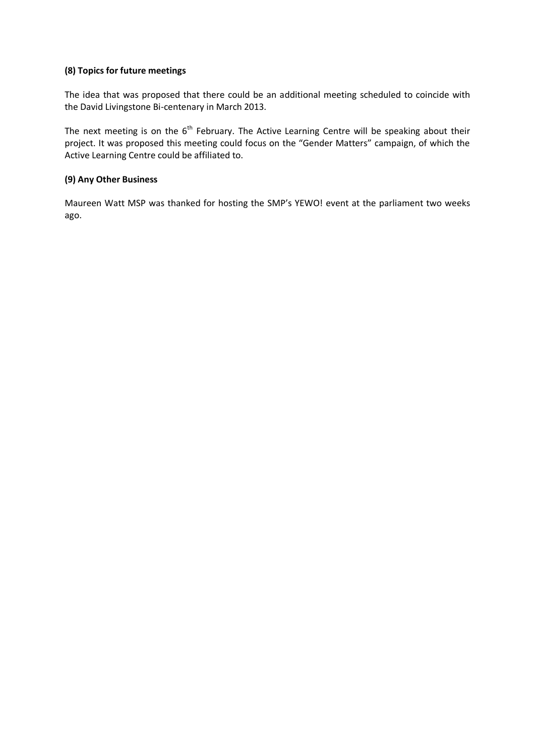**(8) Topics for future meetings**

The idea that was proposed that there could be an additional meeting scheduled to coincide with the David Livingstone Bi-centenary in March 2013.

The next meeting is on the 6th February. The Active Learning Centre will be speaking about their project. It was proposed this meeting could focus on the "Gender Matters" campaign, of which the Active Learning Centre could be affiliated to.

**(9) Any Other Business**

Maureen Watt MSP was thanked for hosting the SMP's YEWO! event at the parliament two weeks ago.